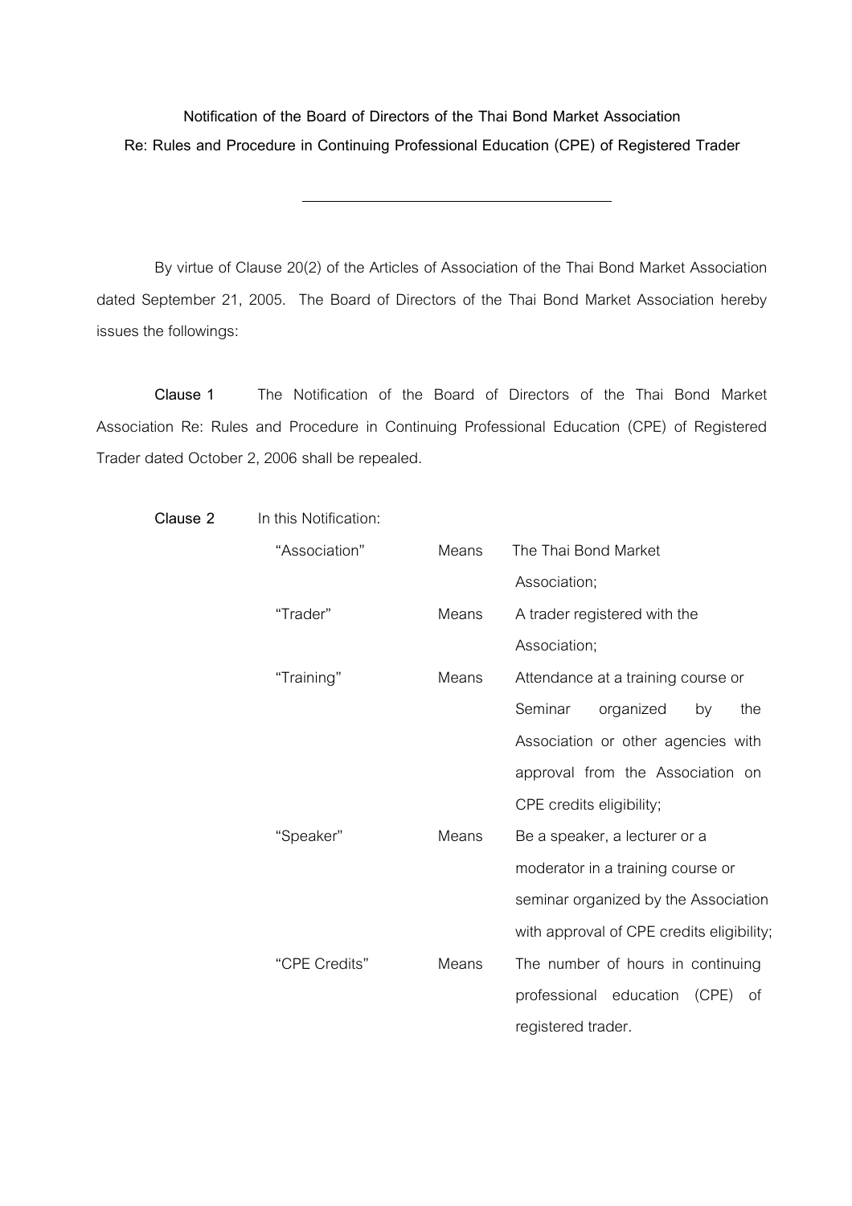**Notification of the Board of Directors of the Thai Bond Market Association**
**Re: Rules and Procedure in Continuing Professional Education (CPE) of Registered Trader**

---

By virtue of Clause 20(2) of the Articles of Association of the Thai Bond Market Association dated September 21, 2005. The Board of Directors of the Thai Bond Market Association hereby issues the followings:

**Clause 1** The Notification of the Board of Directors of the Thai Bond Market Association Re: Rules and Procedure in Continuing Professional Education (CPE) of Registered Trader dated October 2, 2006 shall be repealed.

**Clause 2** In this Notification:

| | | |
|---|---|---|
| "Association" | Means | The Thai Bond Market Association; |
| "Trader" | Means | A trader registered with the Association; |
| "Training" | Means | Attendance at a training course or Seminar organized by the Association or other agencies with approval from the Association on CPE credits eligibility; |
| "Speaker" | Means | Be a speaker, a lecturer or a moderator in a training course or seminar organized by the Association with approval of CPE credits eligibility; |
| "CPE Credits" | Means | The number of hours in continuing professional education (CPE) of registered trader. |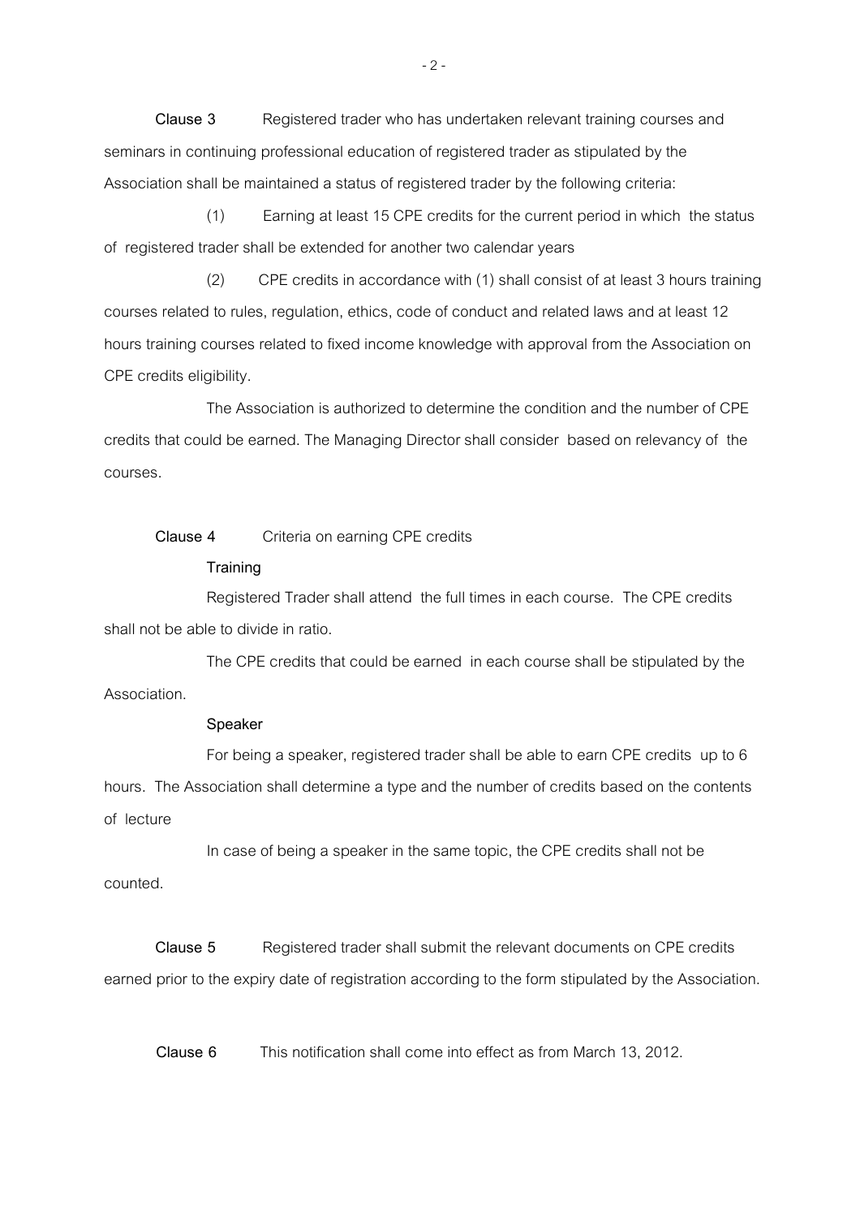**Clause 3** Registered trader who has undertaken relevant training courses and seminars in continuing professional education of registered trader as stipulated by the Association shall be maintained a status of registered trader by the following criteria:

(1) Earning at least 15 CPE credits for the current period in which the status of registered trader shall be extended for another two calendar years

(2) CPE credits in accordance with (1) shall consist of at least 3 hours training courses related to rules, regulation, ethics, code of conduct and related laws and at least 12 hours training courses related to fixed income knowledge with approval from the Association on CPE credits eligibility.

The Association is authorized to determine the condition and the number of CPE credits that could be earned. The Managing Director shall consider based on relevancy of the courses.

**Clause 4** Criteria on earning CPE credits

**Training**

Registered Trader shall attend the full times in each course. The CPE credits shall not be able to divide in ratio.

The CPE credits that could be earned in each course shall be stipulated by the Association.

**Speaker**

For being a speaker, registered trader shall be able to earn CPE credits up to 6 hours. The Association shall determine a type and the number of credits based on the contents of lecture

In case of being a speaker in the same topic, the CPE credits shall not be counted.

**Clause 5** Registered trader shall submit the relevant documents on CPE credits earned prior to the expiry date of registration according to the form stipulated by the Association.

**Clause 6** This notification shall come into effect as from March 13, 2012.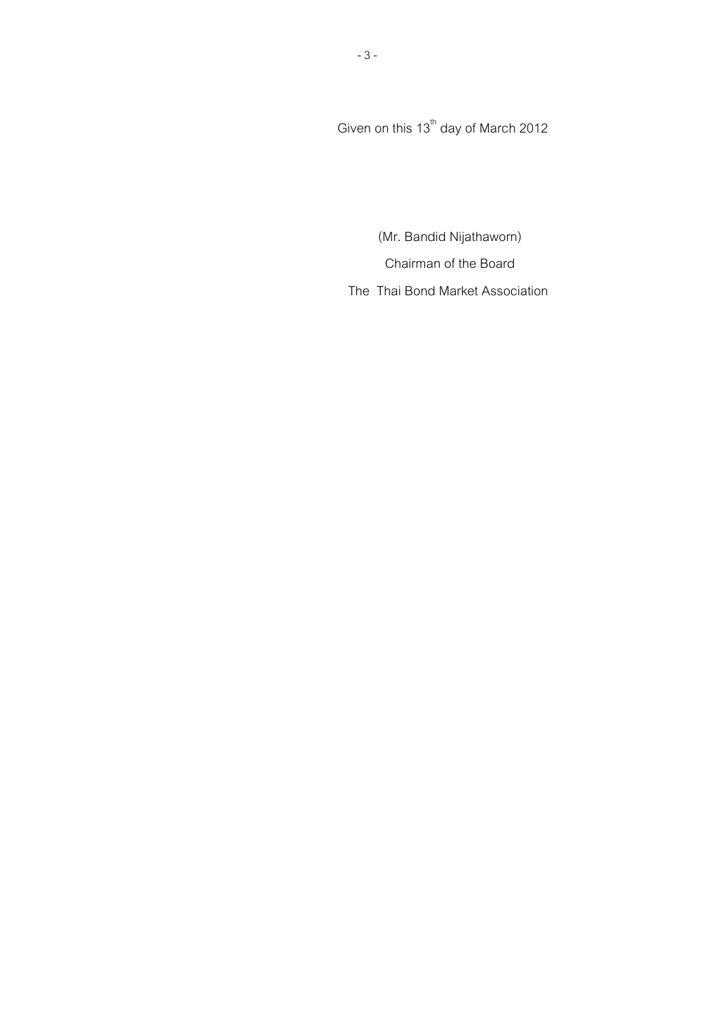Given on this 13th day of March 2012

(Mr. Bandid Nijathaworn)

Chairman of the Board

The Thai Bond Market Association